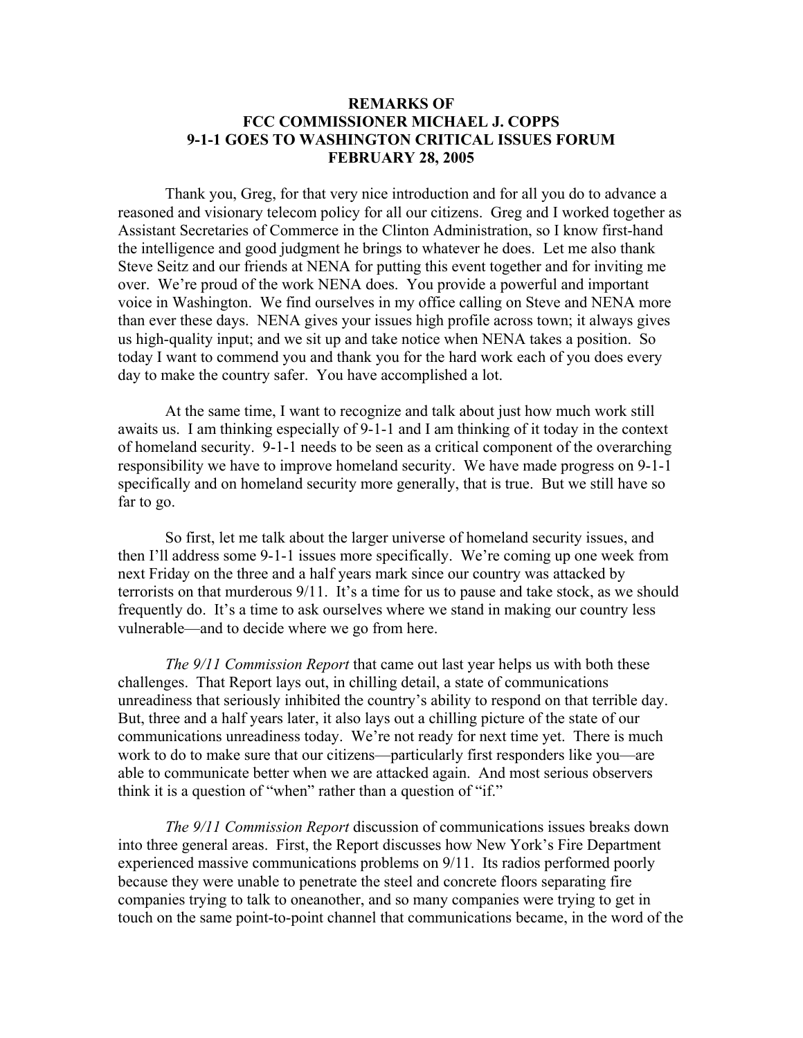# REMARKS OF FCC COMMISSIONER MICHAEL J. COPPS 9-1-1 GOES TO WASHINGTON CRITICAL ISSUES FORUM FEBRUARY 28, 2005

Thank you, Greg, for that very nice introduction and for all you do to advance a reasoned and visionary telecom policy for all our citizens. Greg and I worked together as Assistant Secretaries of Commerce in the Clinton Administration, so I know first-hand the intelligence and good judgment he brings to whatever he does. Let me also thank Steve Seitz and our friends at NENA for putting this event together and for inviting me over. We're proud of the work NENA does. You provide a powerful and important voice in Washington. We find ourselves in my office calling on Steve and NENA more than ever these days. NENA gives your issues high profile across town; it always gives us high-quality input; and we sit up and take notice when NENA takes a position. So today I want to commend you and thank you for the hard work each of you does every day to make the country safer. You have accomplished a lot.

At the same time, I want to recognize and talk about just how much work still awaits us. I am thinking especially of 9-1-1 and I am thinking of it today in the context of homeland security. 9-1-1 needs to be seen as a critical component of the overarching responsibility we have to improve homeland security. We have made progress on 9-1-1 specifically and on homeland security more generally, that is true. But we still have so far to go.

So first, let me talk about the larger universe of homeland security issues, and then I'll address some 9-1-1 issues more specifically. We're coming up one week from next Friday on the three and a half years mark since our country was attacked by terrorists on that murderous 9/11. It's a time for us to pause and take stock, as we should frequently do. It's a time to ask ourselves where we stand in making our country less vulnerable—and to decide where we go from here.

*The 9/11 Commission Report* that came out last year helps us with both these challenges. That Report lays out, in chilling detail, a state of communications unreadiness that seriously inhibited the country's ability to respond on that terrible day. But, three and a half years later, it also lays out a chilling picture of the state of our communications unreadiness today. We're not ready for next time yet. There is much work to do to make sure that our citizens—particularly first responders like you—are able to communicate better when we are attacked again. And most serious observers think it is a question of "when" rather than a question of "if."

*The 9/11 Commission Report* discussion of communications issues breaks down into three general areas. First, the Report discusses how New York's Fire Department experienced massive communications problems on 9/11. Its radios performed poorly because they were unable to penetrate the steel and concrete floors separating fire companies trying to talk to oneanother, and so many companies were trying to get in touch on the same point-to-point channel that communications became, in the word of the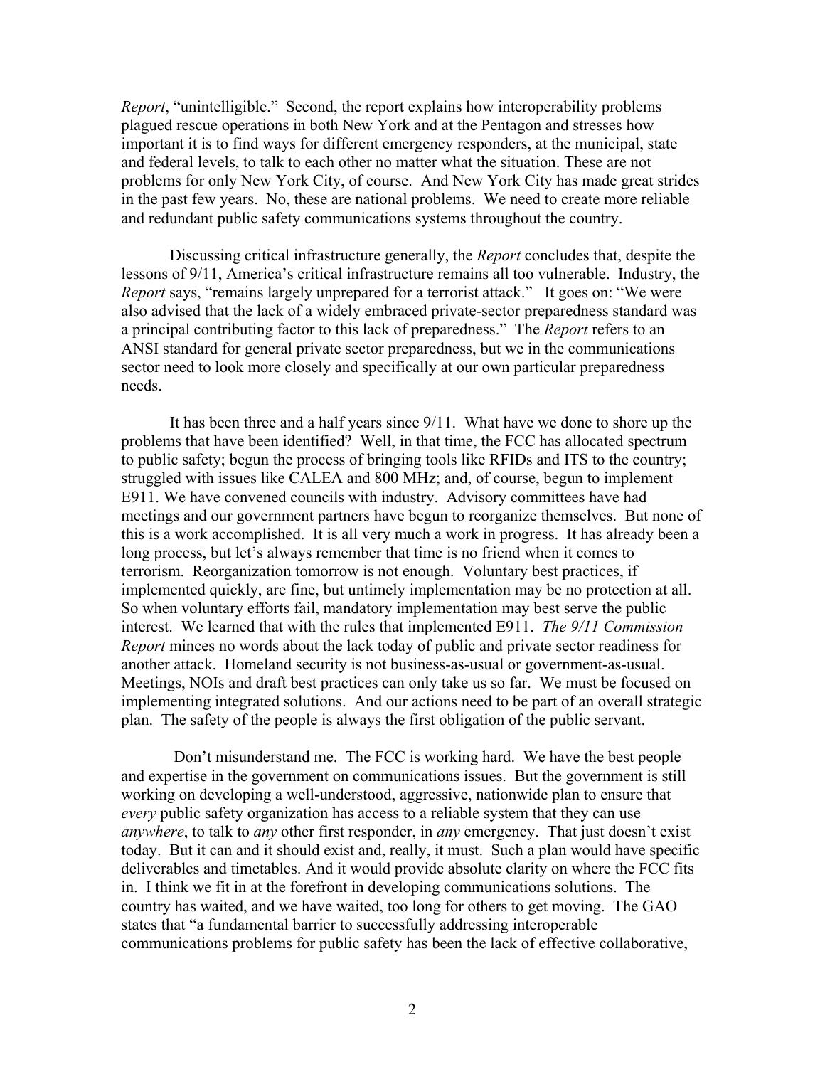*Report*, “unintelligible.” Second, the report explains how interoperability problems plagued rescue operations in both New York and at the Pentagon and stresses how important it is to find ways for different emergency responders, at the municipal, state and federal levels, to talk to each other no matter what the situation. These are not problems for only New York City, of course. And New York City has made great strides in the past few years. No, these are national problems. We need to create more reliable and redundant public safety communications systems throughout the country.

Discussing critical infrastructure generally, the *Report* concludes that, despite the lessons of 9/11, America’s critical infrastructure remains all too vulnerable. Industry, the *Report* says, “remains largely unprepared for a terrorist attack.” It goes on: “We were also advised that the lack of a widely embraced private-sector preparedness standard was a principal contributing factor to this lack of preparedness.” The *Report* refers to an ANSI standard for general private sector preparedness, but we in the communications sector need to look more closely and specifically at our own particular preparedness needs.

It has been three and a half years since 9/11. What have we done to shore up the problems that have been identified? Well, in that time, the FCC has allocated spectrum to public safety; begun the process of bringing tools like RFIDs and ITS to the country; struggled with issues like CALEA and 800 MHz; and, of course, begun to implement E911. We have convened councils with industry. Advisory committees have had meetings and our government partners have begun to reorganize themselves. But none of this is a work accomplished. It is all very much a work in progress. It has already been a long process, but let’s always remember that time is no friend when it comes to terrorism. Reorganization tomorrow is not enough. Voluntary best practices, if implemented quickly, are fine, but untimely implementation may be no protection at all. So when voluntary efforts fail, mandatory implementation may best serve the public interest. We learned that with the rules that implemented E911. *The 9/11 Commission Report* minces no words about the lack today of public and private sector readiness for another attack. Homeland security is not business-as-usual or government-as-usual. Meetings, NOIs and draft best practices can only take us so far. We must be focused on implementing integrated solutions. And our actions need to be part of an overall strategic plan. The safety of the people is always the first obligation of the public servant.

Don’t misunderstand me. The FCC is working hard. We have the best people and expertise in the government on communications issues. But the government is still working on developing a well-understood, aggressive, nationwide plan to ensure that *every* public safety organization has access to a reliable system that they can use *anywhere*, to talk to *any* other first responder, in *any* emergency. That just doesn’t exist today. But it can and it should exist and, really, it must. Such a plan would have specific deliverables and timetables. And it would provide absolute clarity on where the FCC fits in. I think we fit in at the forefront in developing communications solutions. The country has waited, and we have waited, too long for others to get moving. The GAO states that “a fundamental barrier to successfully addressing interoperable communications problems for public safety has been the lack of effective collaborative,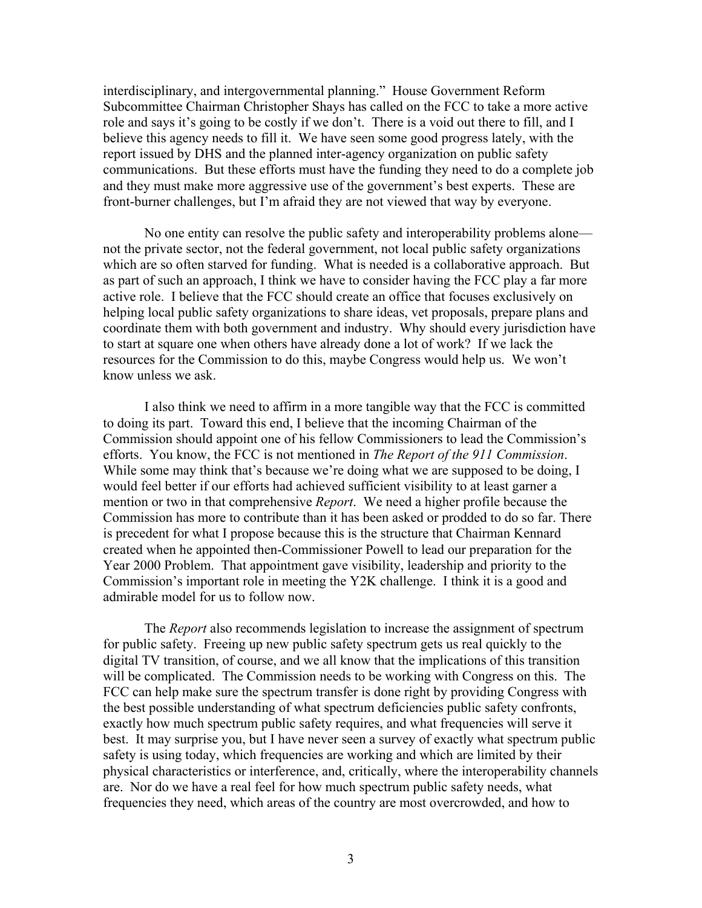interdisciplinary, and intergovernmental planning." House Government Reform Subcommittee Chairman Christopher Shays has called on the FCC to take a more active role and says it's going to be costly if we don't. There is a void out there to fill, and I believe this agency needs to fill it. We have seen some good progress lately, with the report issued by DHS and the planned inter-agency organization on public safety communications. But these efforts must have the funding they need to do a complete job and they must make more aggressive use of the government's best experts. These are front-burner challenges, but I'm afraid they are not viewed that way by everyone.

No one entity can resolve the public safety and interoperability problems alone—not the private sector, not the federal government, not local public safety organizations which are so often starved for funding. What is needed is a collaborative approach. But as part of such an approach, I think we have to consider having the FCC play a far more active role. I believe that the FCC should create an office that focuses exclusively on helping local public safety organizations to share ideas, vet proposals, prepare plans and coordinate them with both government and industry. Why should every jurisdiction have to start at square one when others have already done a lot of work? If we lack the resources for the Commission to do this, maybe Congress would help us. We won't know unless we ask.

I also think we need to affirm in a more tangible way that the FCC is committed to doing its part. Toward this end, I believe that the incoming Chairman of the Commission should appoint one of his fellow Commissioners to lead the Commission's efforts. You know, the FCC is not mentioned in *The Report of the 911 Commission*. While some may think that's because we're doing what we are supposed to be doing, I would feel better if our efforts had achieved sufficient visibility to at least garner a mention or two in that comprehensive *Report*. We need a higher profile because the Commission has more to contribute than it has been asked or prodded to do so far. There is precedent for what I propose because this is the structure that Chairman Kennard created when he appointed then-Commissioner Powell to lead our preparation for the Year 2000 Problem. That appointment gave visibility, leadership and priority to the Commission's important role in meeting the Y2K challenge. I think it is a good and admirable model for us to follow now.

The *Report* also recommends legislation to increase the assignment of spectrum for public safety. Freeing up new public safety spectrum gets us real quickly to the digital TV transition, of course, and we all know that the implications of this transition will be complicated. The Commission needs to be working with Congress on this. The FCC can help make sure the spectrum transfer is done right by providing Congress with the best possible understanding of what spectrum deficiencies public safety confronts, exactly how much spectrum public safety requires, and what frequencies will serve it best. It may surprise you, but I have never seen a survey of exactly what spectrum public safety is using today, which frequencies are working and which are limited by their physical characteristics or interference, and, critically, where the interoperability channels are. Nor do we have a real feel for how much spectrum public safety needs, what frequencies they need, which areas of the country are most overcrowded, and how to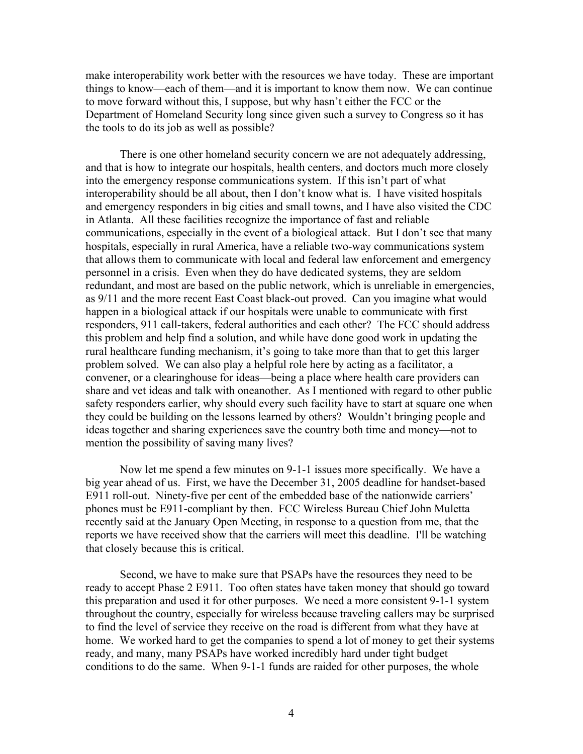make interoperability work better with the resources we have today. These are important things to know—each of them—and it is important to know them now. We can continue to move forward without this, I suppose, but why hasn't either the FCC or the Department of Homeland Security long since given such a survey to Congress so it has the tools to do its job as well as possible?

There is one other homeland security concern we are not adequately addressing, and that is how to integrate our hospitals, health centers, and doctors much more closely into the emergency response communications system. If this isn't part of what interoperability should be all about, then I don't know what is. I have visited hospitals and emergency responders in big cities and small towns, and I have also visited the CDC in Atlanta. All these facilities recognize the importance of fast and reliable communications, especially in the event of a biological attack. But I don't see that many hospitals, especially in rural America, have a reliable two-way communications system that allows them to communicate with local and federal law enforcement and emergency personnel in a crisis. Even when they do have dedicated systems, they are seldom redundant, and most are based on the public network, which is unreliable in emergencies, as 9/11 and the more recent East Coast black-out proved. Can you imagine what would happen in a biological attack if our hospitals were unable to communicate with first responders, 911 call-takers, federal authorities and each other? The FCC should address this problem and help find a solution, and while have done good work in updating the rural healthcare funding mechanism, it's going to take more than that to get this larger problem solved. We can also play a helpful role here by acting as a facilitator, a convener, or a clearinghouse for ideas—being a place where health care providers can share and vet ideas and talk with oneanother. As I mentioned with regard to other public safety responders earlier, why should every such facility have to start at square one when they could be building on the lessons learned by others? Wouldn't bringing people and ideas together and sharing experiences save the country both time and money—not to mention the possibility of saving many lives?

Now let me spend a few minutes on 9-1-1 issues more specifically. We have a big year ahead of us. First, we have the December 31, 2005 deadline for handset-based E911 roll-out. Ninety-five per cent of the embedded base of the nationwide carriers' phones must be E911-compliant by then. FCC Wireless Bureau Chief John Muletta recently said at the January Open Meeting, in response to a question from me, that the reports we have received show that the carriers will meet this deadline. I'll be watching that closely because this is critical.

Second, we have to make sure that PSAPs have the resources they need to be ready to accept Phase 2 E911. Too often states have taken money that should go toward this preparation and used it for other purposes. We need a more consistent 9-1-1 system throughout the country, especially for wireless because traveling callers may be surprised to find the level of service they receive on the road is different from what they have at home. We worked hard to get the companies to spend a lot of money to get their systems ready, and many, many PSAPs have worked incredibly hard under tight budget conditions to do the same. When 9-1-1 funds are raided for other purposes, the whole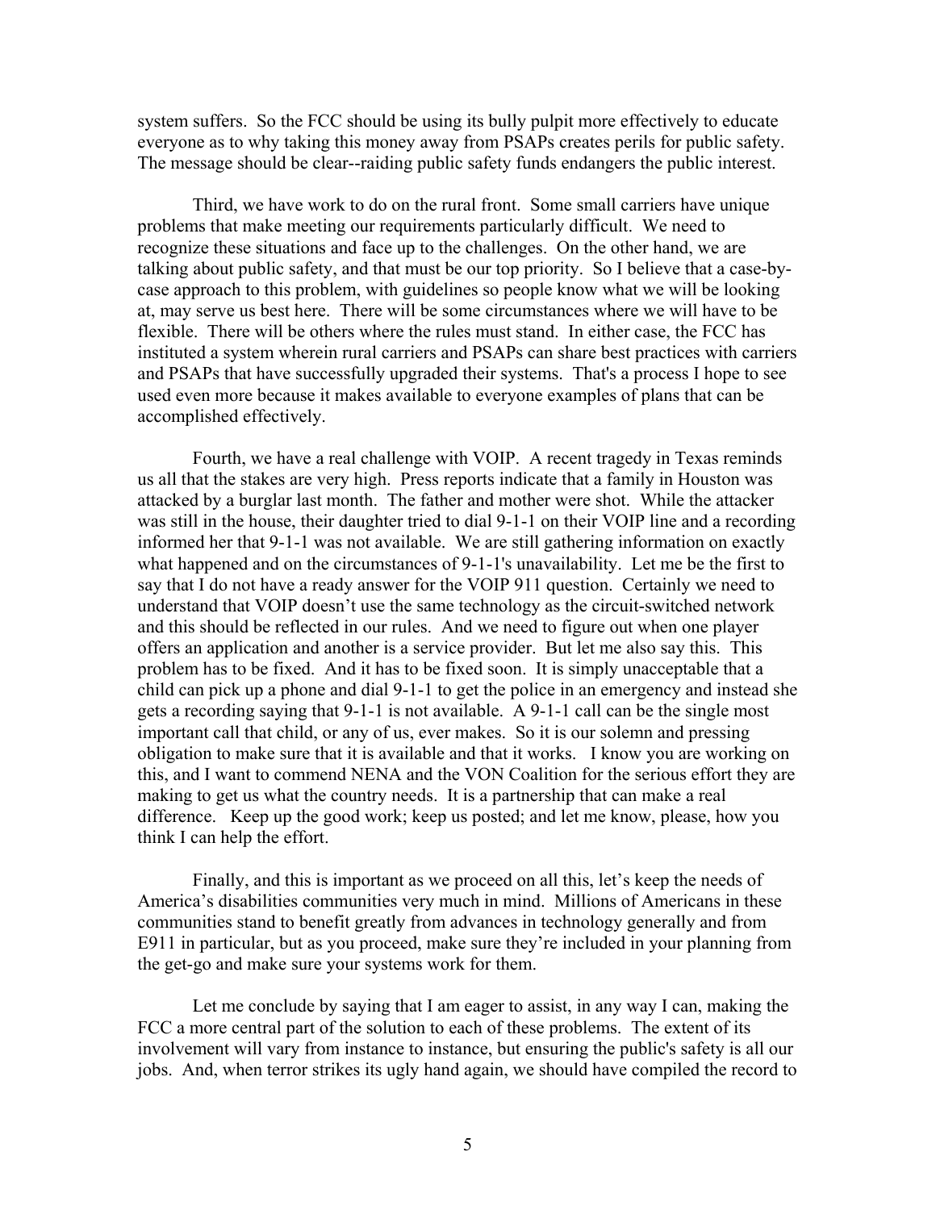system suffers. So the FCC should be using its bully pulpit more effectively to educate everyone as to why taking this money away from PSAPs creates perils for public safety. The message should be clear--raiding public safety funds endangers the public interest.

Third, we have work to do on the rural front. Some small carriers have unique problems that make meeting our requirements particularly difficult. We need to recognize these situations and face up to the challenges. On the other hand, we are talking about public safety, and that must be our top priority. So I believe that a case-by-case approach to this problem, with guidelines so people know what we will be looking at, may serve us best here. There will be some circumstances where we will have to be flexible. There will be others where the rules must stand. In either case, the FCC has instituted a system wherein rural carriers and PSAPs can share best practices with carriers and PSAPs that have successfully upgraded their systems. That's a process I hope to see used even more because it makes available to everyone examples of plans that can be accomplished effectively.

Fourth, we have a real challenge with VOIP. A recent tragedy in Texas reminds us all that the stakes are very high. Press reports indicate that a family in Houston was attacked by a burglar last month. The father and mother were shot. While the attacker was still in the house, their daughter tried to dial 9-1-1 on their VOIP line and a recording informed her that 9-1-1 was not available. We are still gathering information on exactly what happened and on the circumstances of 9-1-1's unavailability. Let me be the first to say that I do not have a ready answer for the VOIP 911 question. Certainly we need to understand that VOIP doesn't use the same technology as the circuit-switched network and this should be reflected in our rules. And we need to figure out when one player offers an application and another is a service provider. But let me also say this. This problem has to be fixed. And it has to be fixed soon. It is simply unacceptable that a child can pick up a phone and dial 9-1-1 to get the police in an emergency and instead she gets a recording saying that 9-1-1 is not available. A 9-1-1 call can be the single most important call that child, or any of us, ever makes. So it is our solemn and pressing obligation to make sure that it is available and that it works. I know you are working on this, and I want to commend NENA and the VON Coalition for the serious effort they are making to get us what the country needs. It is a partnership that can make a real difference. Keep up the good work; keep us posted; and let me know, please, how you think I can help the effort.

Finally, and this is important as we proceed on all this, let's keep the needs of America's disabilities communities very much in mind. Millions of Americans in these communities stand to benefit greatly from advances in technology generally and from E911 in particular, but as you proceed, make sure they're included in your planning from the get-go and make sure your systems work for them.

Let me conclude by saying that I am eager to assist, in any way I can, making the FCC a more central part of the solution to each of these problems. The extent of its involvement will vary from instance to instance, but ensuring the public's safety is all our jobs. And, when terror strikes its ugly hand again, we should have compiled the record to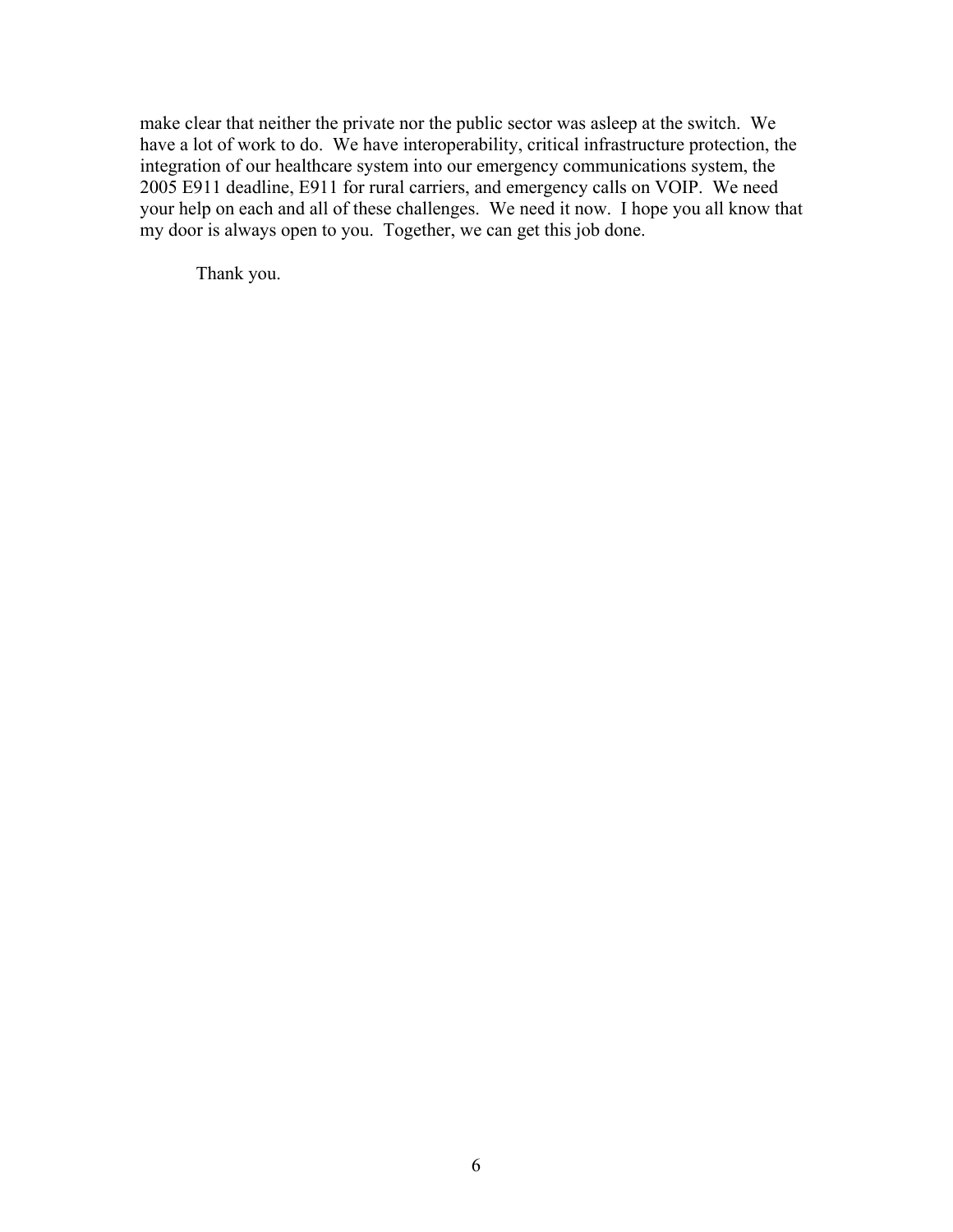make clear that neither the private nor the public sector was asleep at the switch. We have a lot of work to do. We have interoperability, critical infrastructure protection, the integration of our healthcare system into our emergency communications system, the 2005 E911 deadline, E911 for rural carriers, and emergency calls on VOIP. We need your help on each and all of these challenges. We need it now. I hope you all know that my door is always open to you. Together, we can get this job done.

Thank you.